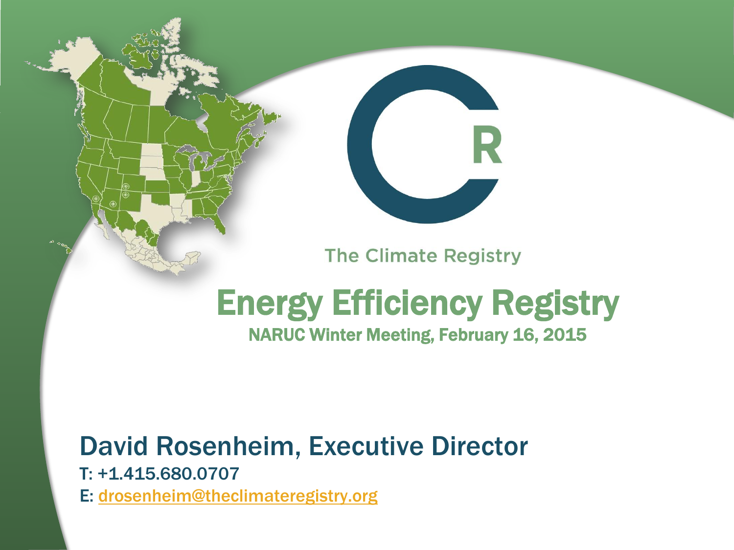The Climate Registry

# Energy Efficiency Registry

NARUC Winter Meeting, February 16, 2015

## David Rosenheim, Executive Director

T: +1.415.680.0707

E: drosenheim@theclimateregistry.org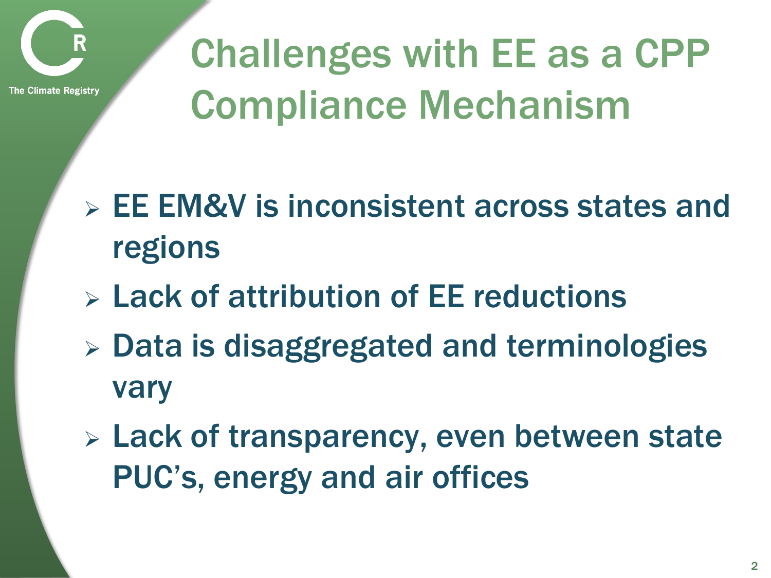# Challenges with EE as a CPP Compliance Mechanism

- EE EM&V is inconsistent across states and regions
- Lack of attribution of EE reductions
- Data is disaggregated and terminologies vary
- Lack of transparency, even between state PUC's, energy and air offices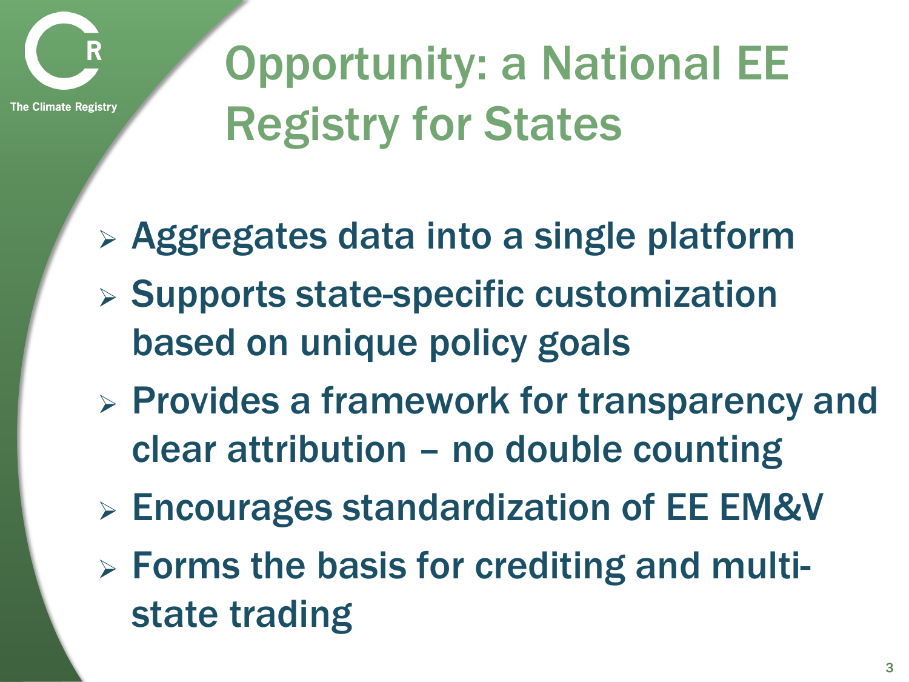# Opportunity: a National EE Registry for States

- Aggregates data into a single platform
- Supports state-specific customization based on unique policy goals
- Provides a framework for transparency and clear attribution – no double counting
- Encourages standardization of EE EM&V
- Forms the basis for crediting and multi-state trading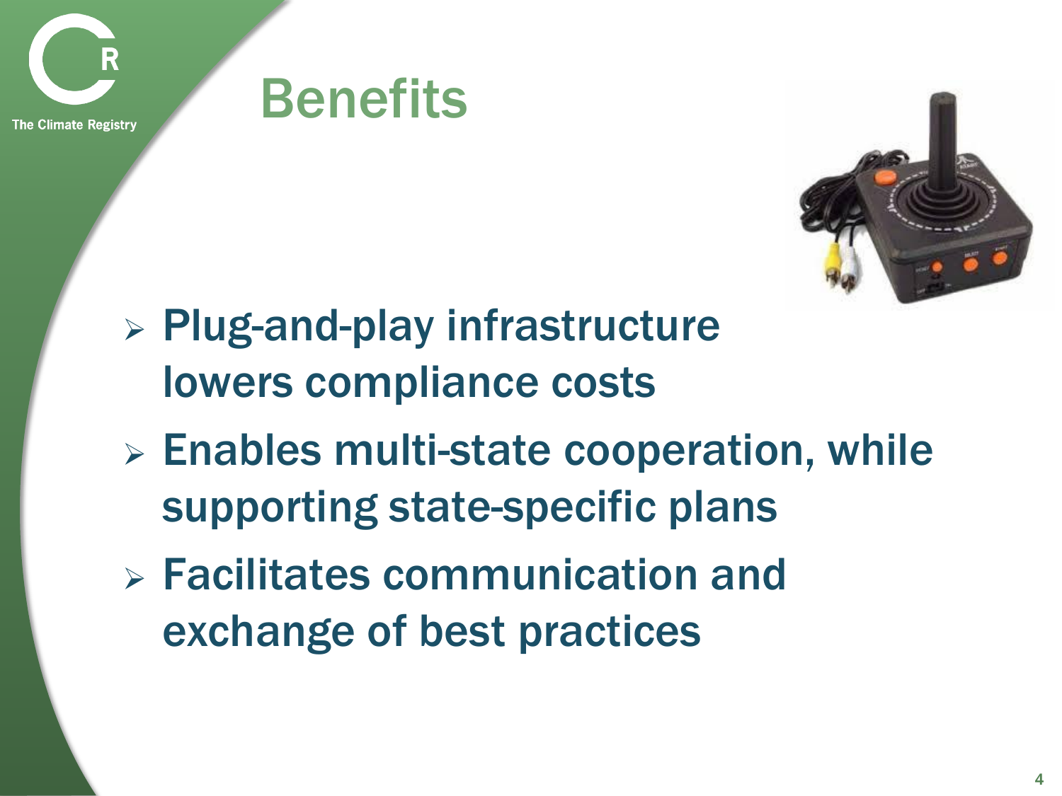# Benefits

- Plug-and-play infrastructure lowers compliance costs
- Enables multi-state cooperation, while supporting state-specific plans
- Facilitates communication and exchange of best practices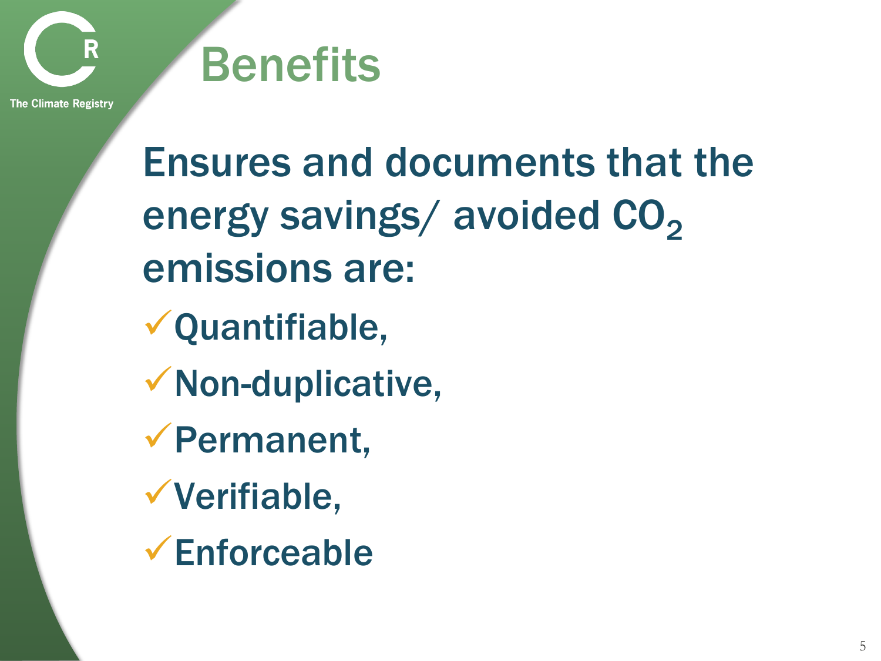# Benefits

Ensures and documents that the energy savings/ avoided $CO_2$ emissions are:

- ✓Quantifiable,
- ✓Non-duplicative,
- ✓Permanent,
- ✓Verifiable,
- ✓Enforceable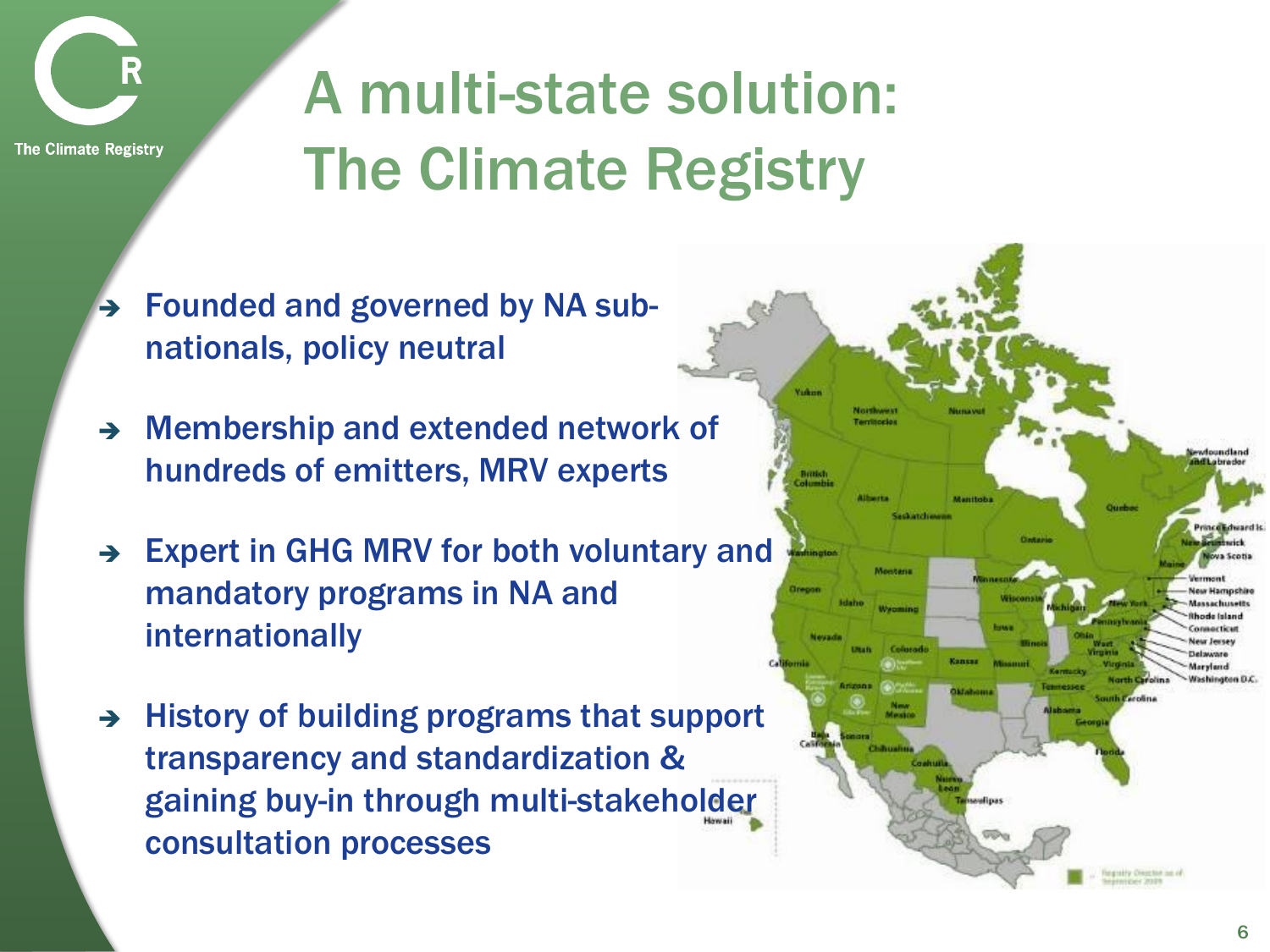# A multi-state solution: The Climate Registry

- Founded and governed by NA sub-nationals, policy neutral
- Membership and extended network of hundreds of emitters, MRV experts
- Expert in GHG MRV for both voluntary and mandatory programs in NA and internationally
- History of building programs that support transparency and standardization & gaining buy-in through multi-stakeholder consultation processes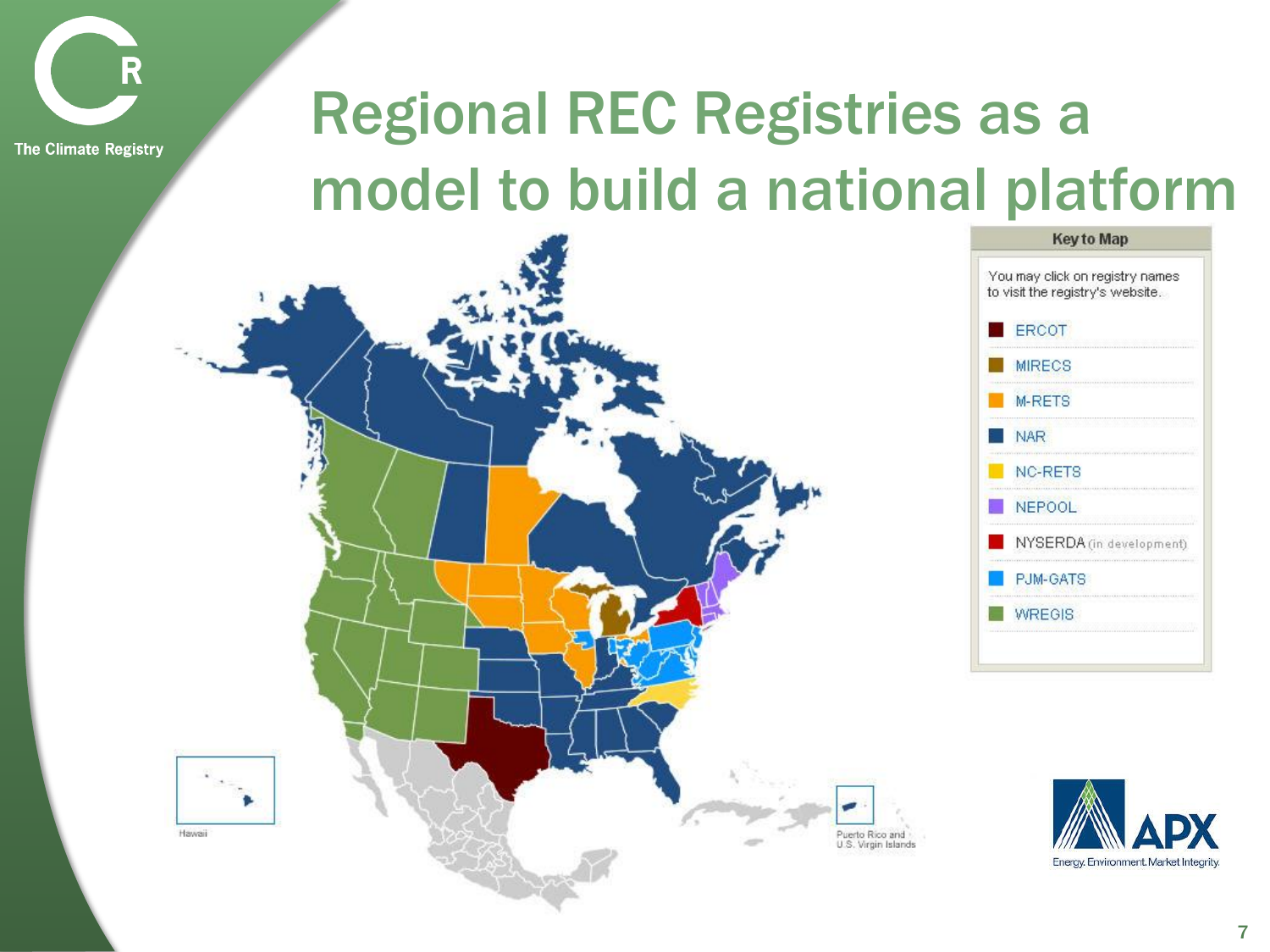# Regional REC Registries as a model to build a national platform

**Key to Map**

You may click on registry names to visit the registry's website.

- ERCOT
- MIRECS
- M-RETS
- NAR
- NC-RETS
- NEPOOL
- NYSERDA (in development)
- PJM-GATS
- WREGIS

Hawaii

Puerto Rico and U.S. Virgin Islands

APX

Energy. Environment. Market Integrity.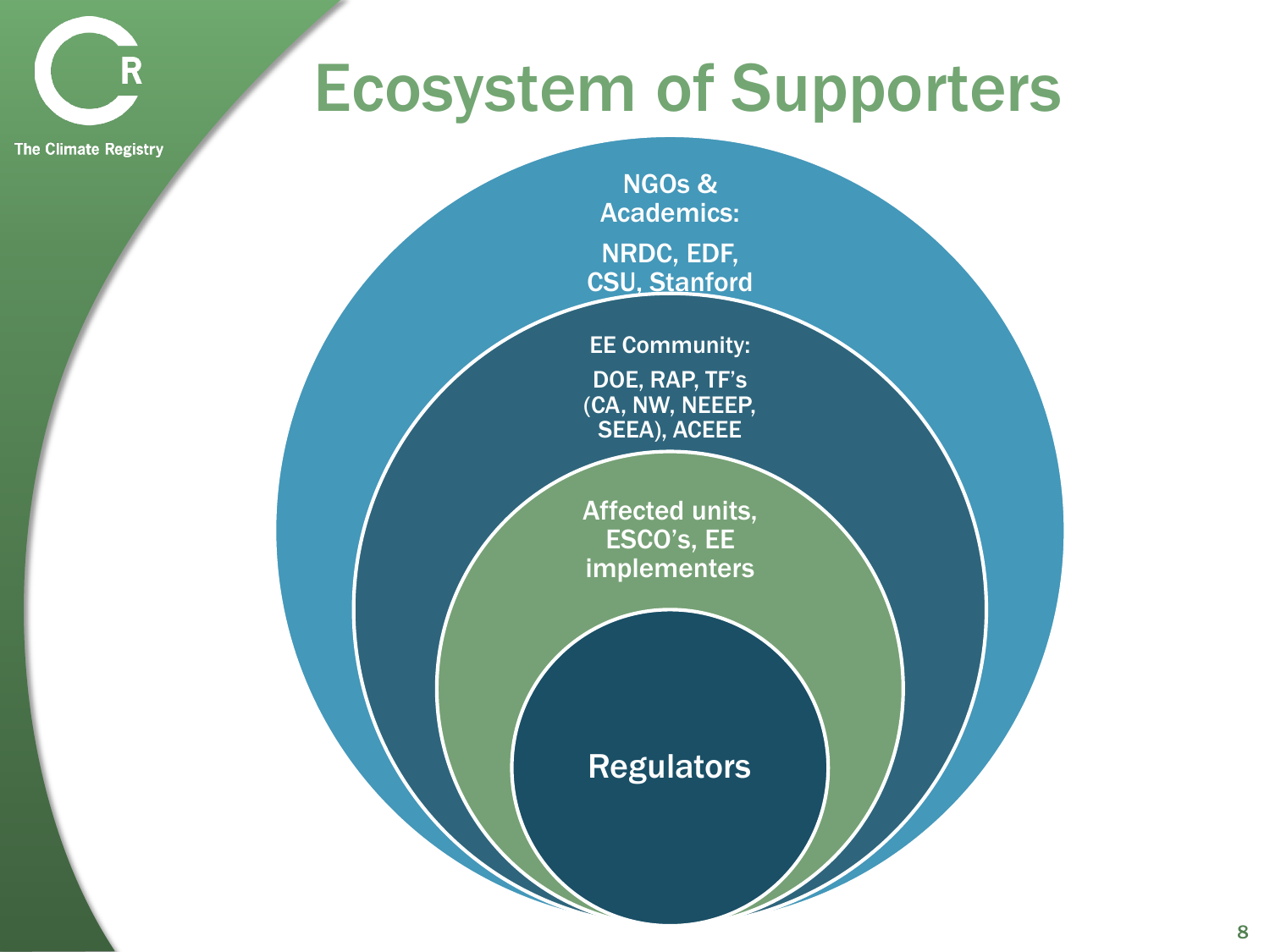# Ecosystem of Supporters

NGOs & Academics:

NRDC, EDF, CSU, Stanford

EE Community:

DOE, RAP, TF's (CA, NW, NEEEP, SEEA), ACEEE

Affected units, ESCO's, EE implementers

Regulators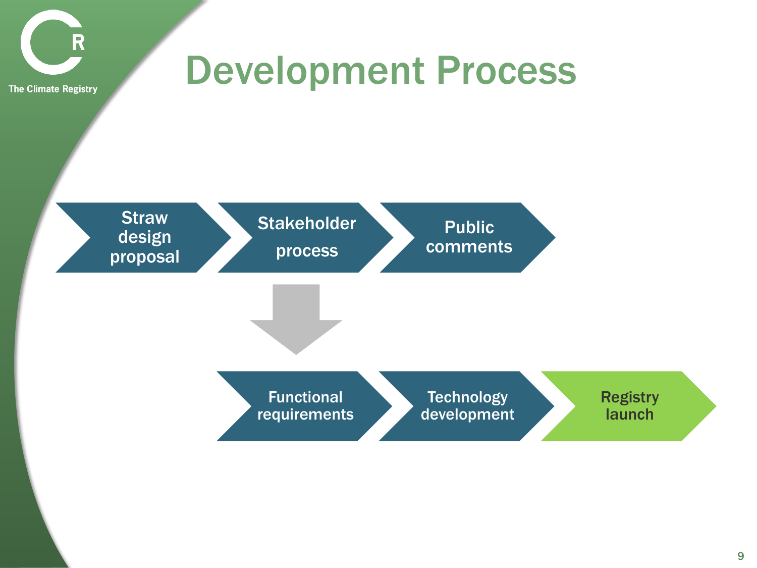# Development Process

- Straw design proposal
- Stakeholder process
- Public comments
- Functional requirements
- Technology development
- Registry launch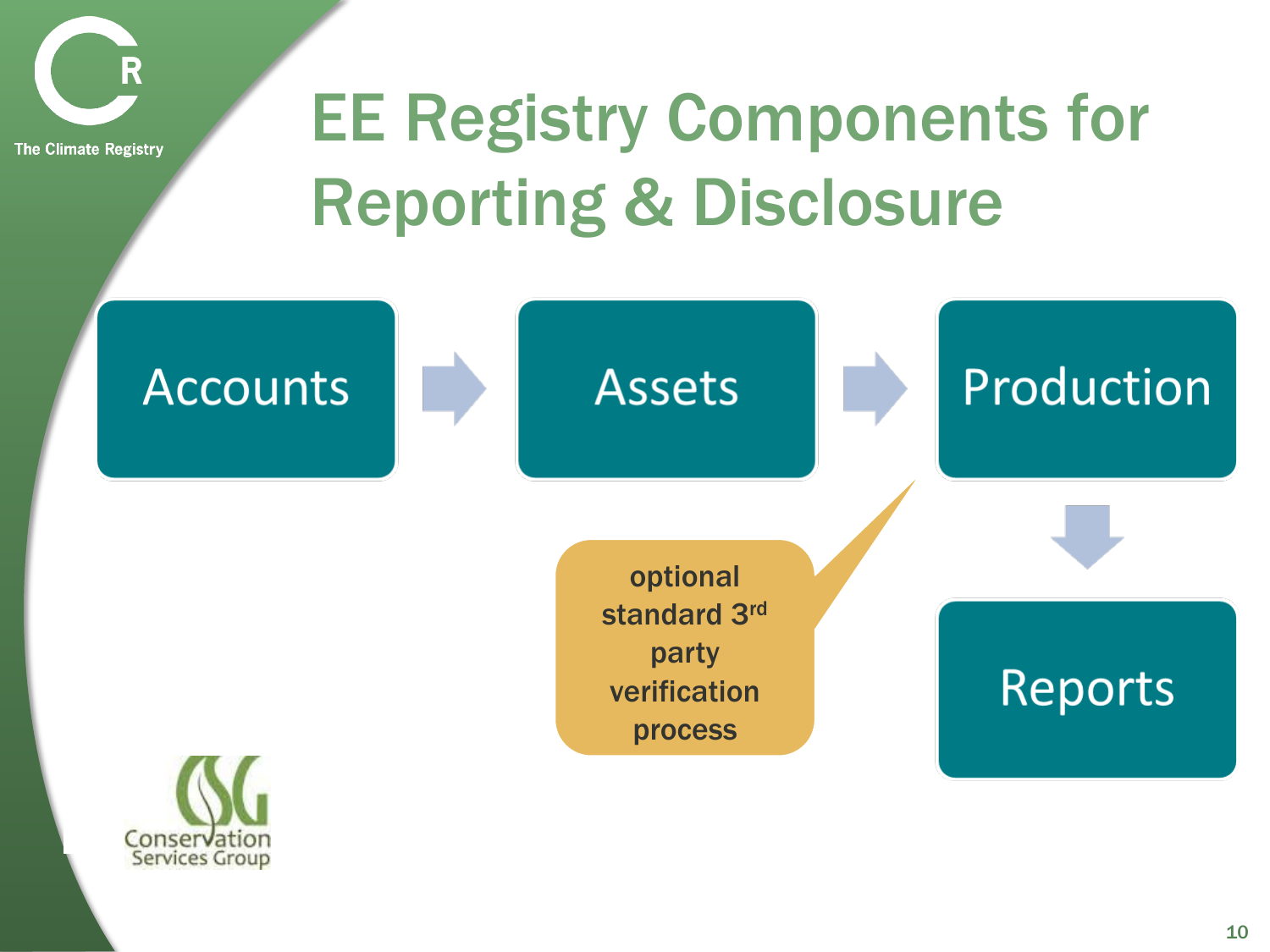# EE Registry Components for Reporting & Disclosure

Accounts → Assets → Production → Reports

optional standard 3rd party verification process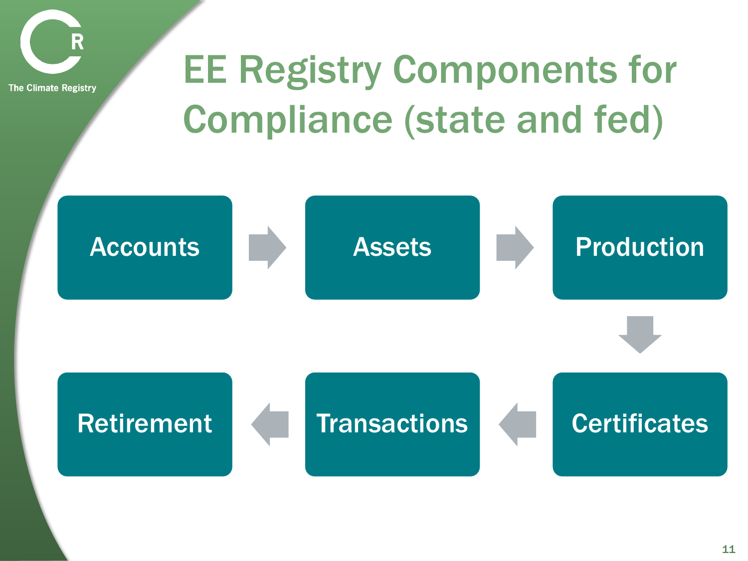# EE Registry Components for Compliance (state and fed)

- Accounts
- Assets
- Production
- Certificates
- Transactions
- Retirement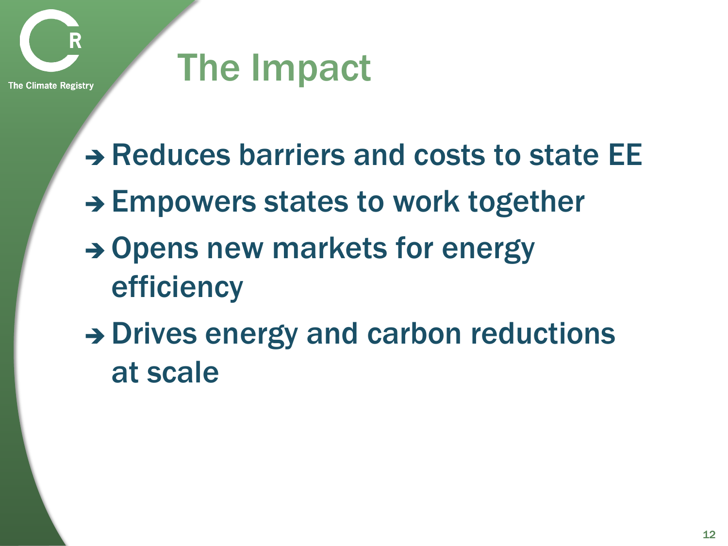# The Impact

- ➔ Reduces barriers and costs to state EE
- ➔ Empowers states to work together
- ➔ Opens new markets for energy efficiency
- ➔ Drives energy and carbon reductions at scale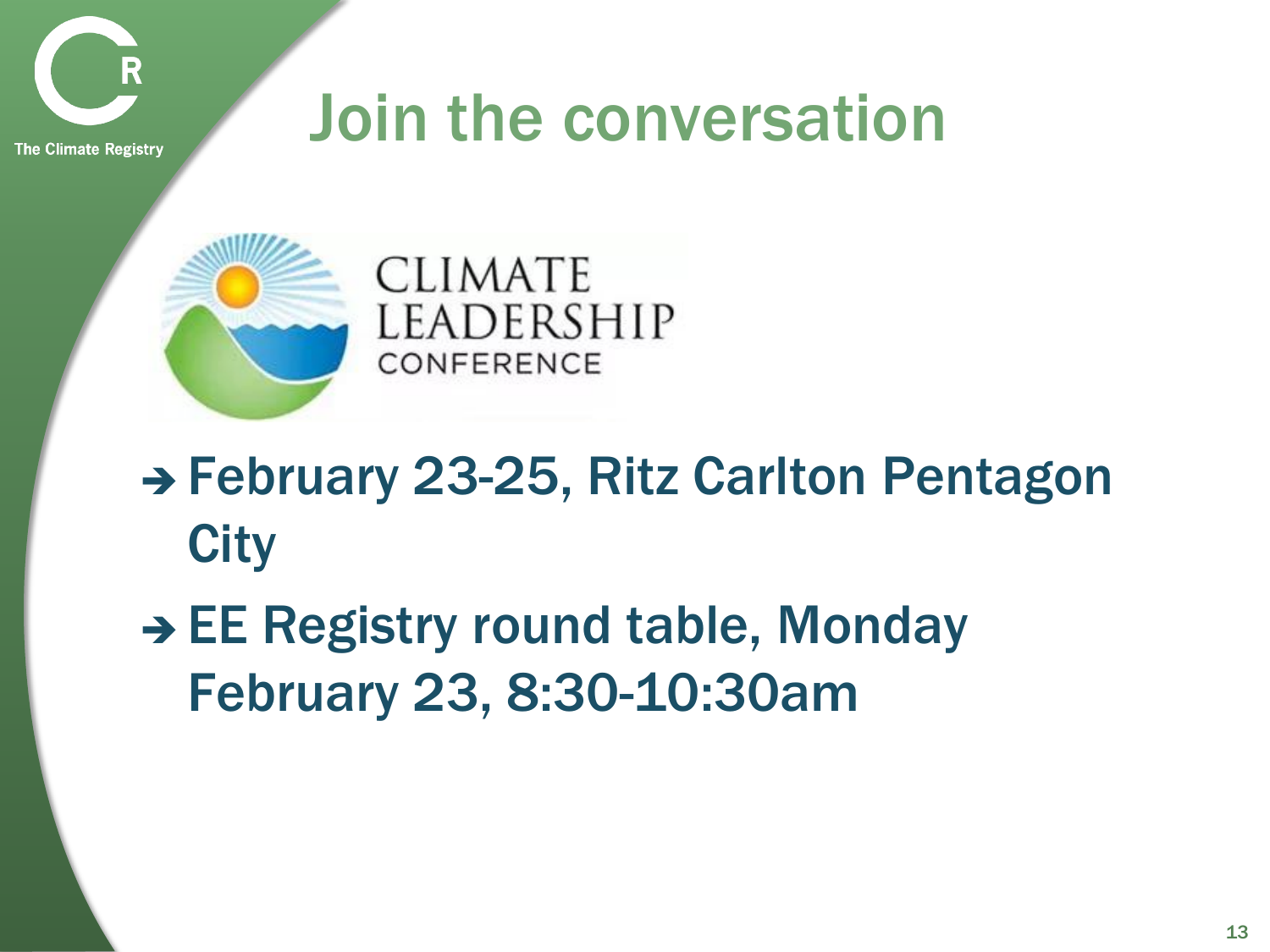# Join the conversation

CLIMATE LEADERSHIP CONFERENCE

- ➔ February 23-25, Ritz Carlton Pentagon City
- ➔ EE Registry round table, Monday February 23, 8:30-10:30am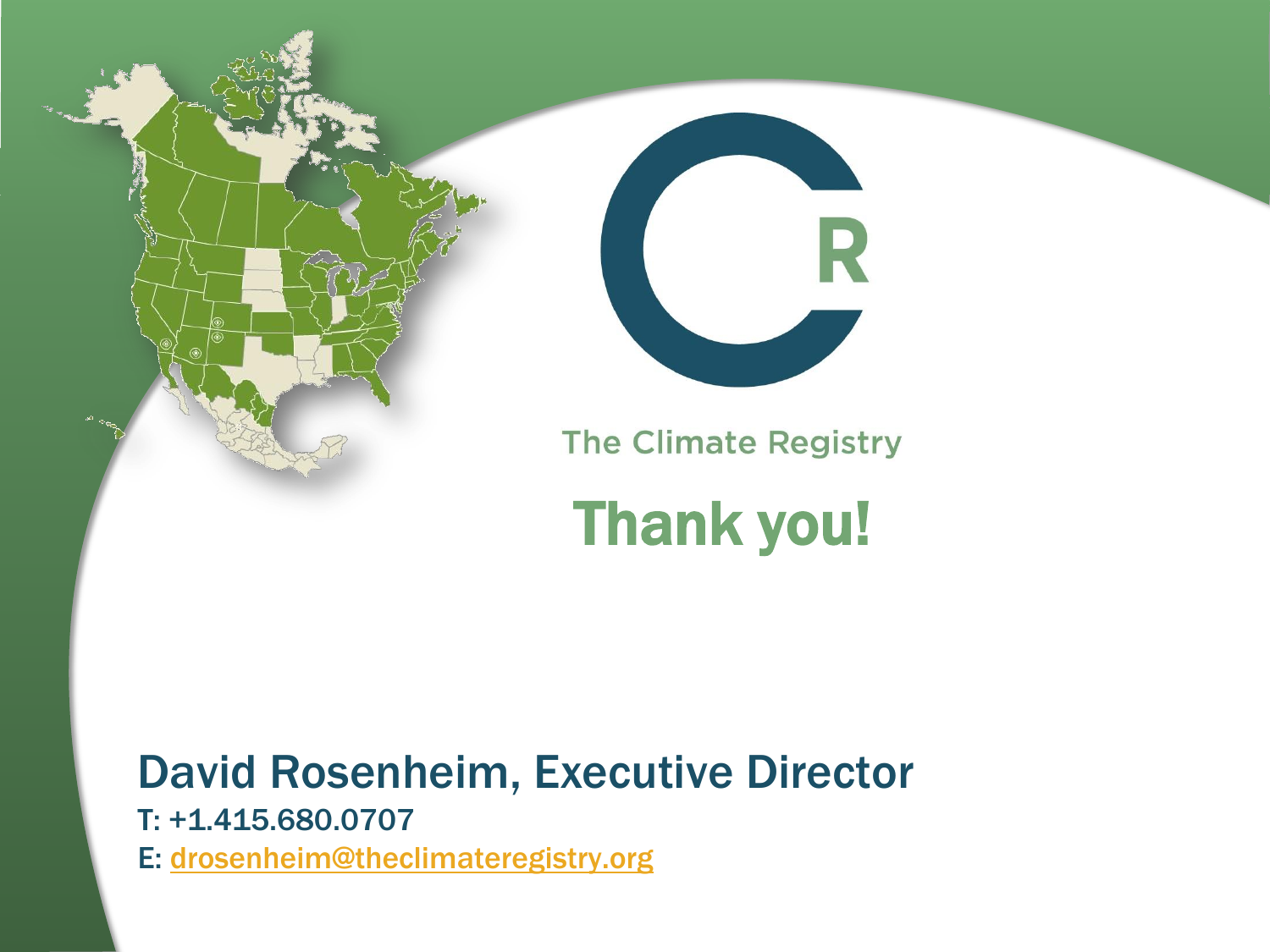The Climate Registry

# Thank you!

## David Rosenheim, Executive Director

T: +1.415.680.0707

E: [drosenheim@theclimateregistry.org](mailto:drosenheim@theclimateregistry.org)